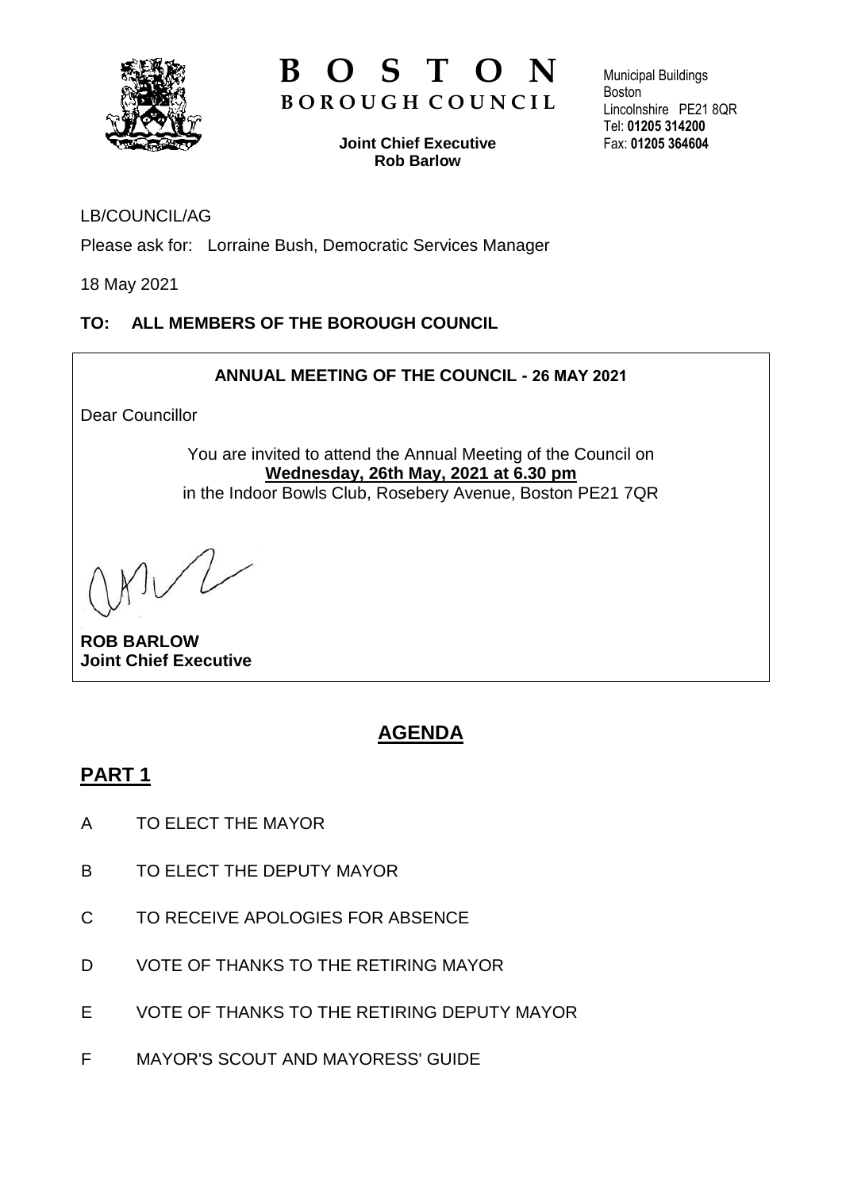# BOSTON
**BOROUGH COUNCIL**

**Joint Chief Executive**
**Rob Barlow**

Municipal Buildings
Boston
Lincolnshire PE21 8QR
Tel: **01205 314200**
Fax: **01205 364604**

LB/COUNCIL/AG

Please ask for: Lorraine Bush, Democratic Services Manager

18 May 2021

**TO: ALL MEMBERS OF THE BOROUGH COUNCIL**

**ANNUAL MEETING OF THE COUNCIL - 26 MAY 2021**

Dear Councillor

You are invited to attend the Annual Meeting of the Council on **Wednesday, 26th May, 2021 at 6.30 pm** in the Indoor Bowls Club, Rosebery Avenue, Boston PE21 7QR

**ROB BARLOW**
**Joint Chief Executive**

## AGENDA

## PART 1

A TO ELECT THE MAYOR

B TO ELECT THE DEPUTY MAYOR

C TO RECEIVE APOLOGIES FOR ABSENCE

D VOTE OF THANKS TO THE RETIRING MAYOR

E VOTE OF THANKS TO THE RETIRING DEPUTY MAYOR

F MAYOR'S SCOUT AND MAYORESS' GUIDE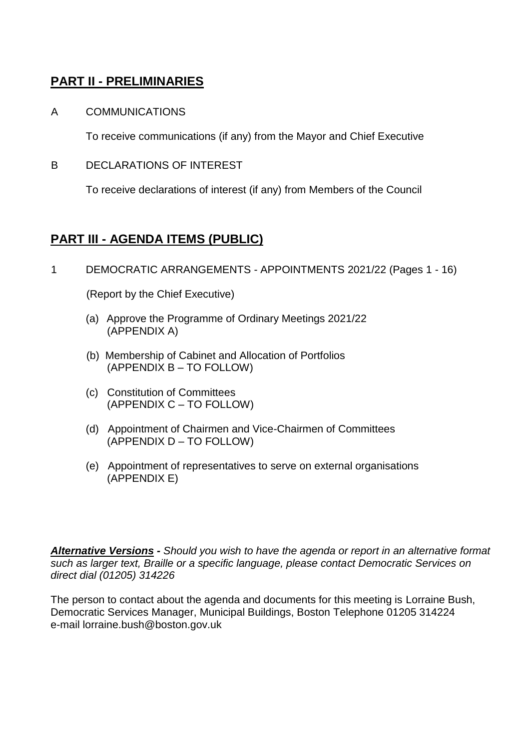## PART II - PRELIMINARIES

A COMMUNICATIONS

To receive communications (if any) from the Mayor and Chief Executive

B DECLARATIONS OF INTEREST

To receive declarations of interest (if any) from Members of the Council

## PART III - AGENDA ITEMS (PUBLIC)

1 DEMOCRATIC ARRANGEMENTS - APPOINTMENTS 2021/22 (Pages 1 - 16)

(Report by the Chief Executive)

(a) Approve the Programme of Ordinary Meetings 2021/22 (APPENDIX A)

(b) Membership of Cabinet and Allocation of Portfolios (APPENDIX B – TO FOLLOW)

(c) Constitution of Committees (APPENDIX C – TO FOLLOW)

(d) Appointment of Chairmen and Vice-Chairmen of Committees (APPENDIX D – TO FOLLOW)

(e) Appointment of representatives to serve on external organisations (APPENDIX E)

***Alternative Versions*** ***- Should you wish to have the agenda or report in an alternative format such as larger text, Braille or a specific language, please contact Democratic Services on direct dial (01205) 314226***

The person to contact about the agenda and documents for this meeting is Lorraine Bush, Democratic Services Manager, Municipal Buildings, Boston Telephone 01205 314224 e-mail lorraine.bush@boston.gov.uk